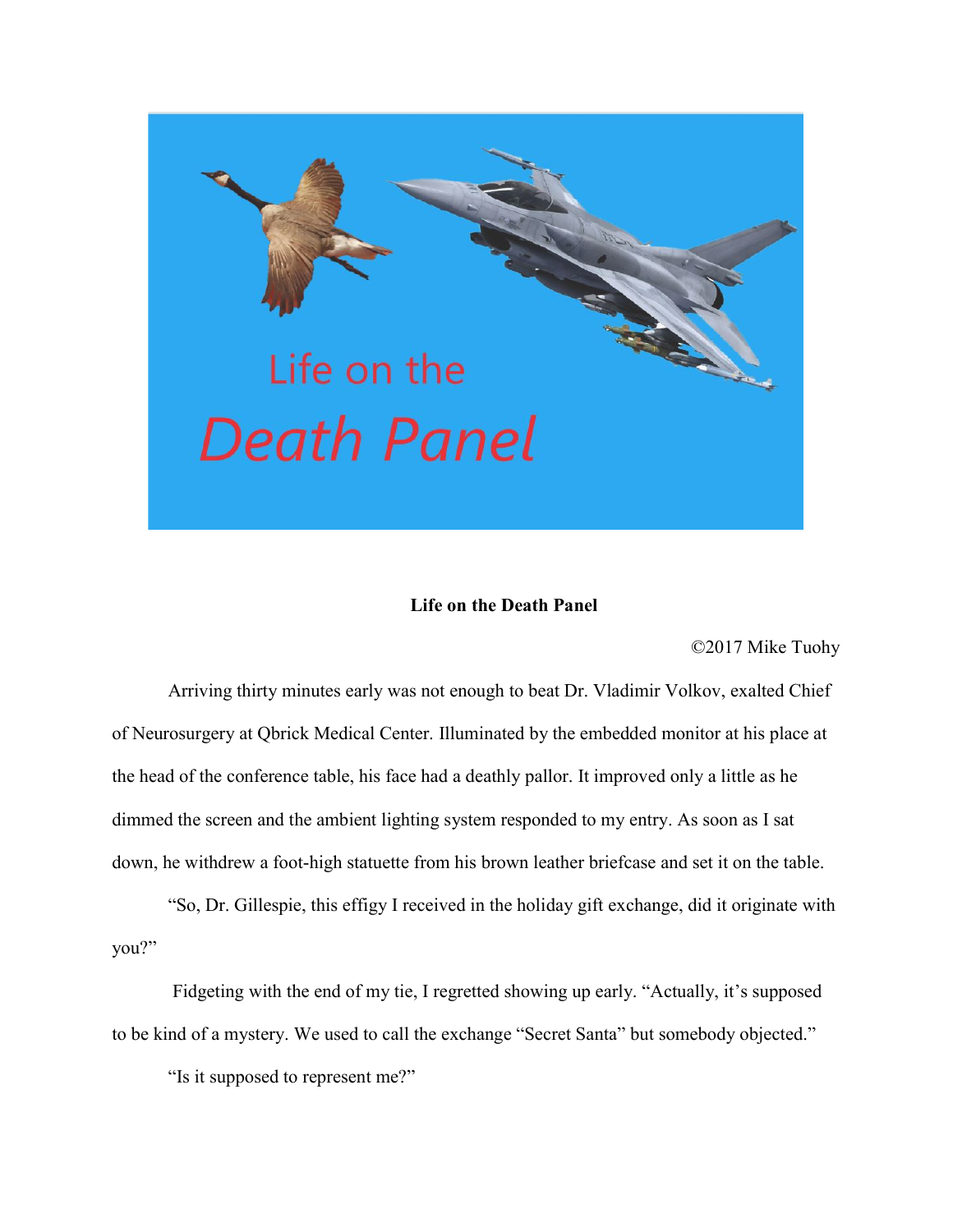# Life on the Death Panel

©2017 Mike Tuohy

Arriving thirty minutes early was not enough to beat Dr. Vladimir Volkov, exalted Chief of Neurosurgery at Qbrick Medical Center. Illuminated by the embedded monitor at his place at the head of the conference table, his face had a deathly pallor. It improved only a little as he dimmed the screen and the ambient lighting system responded to my entry. As soon as I sat down, he withdrew a foot-high statuette from his brown leather briefcase and set it on the table.

"So, Dr. Gillespie, this effigy I received in the holiday gift exchange, did it originate with you?"

Fidgeting with the end of my tie, I regretted showing up early. "Actually, it's supposed to be kind of a mystery. We used to call the exchange "Secret Santa" but somebody objected."

"Is it supposed to represent me?"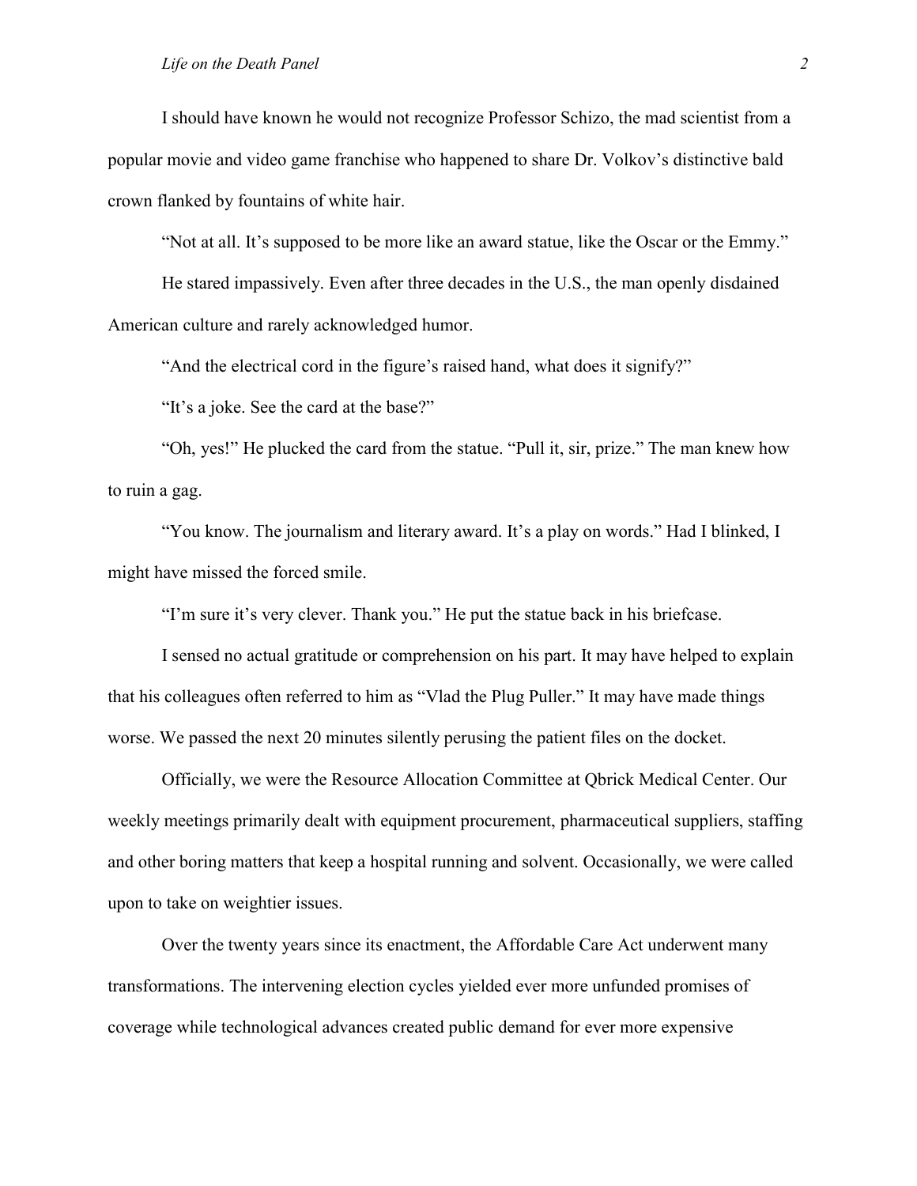I should have known he would not recognize Professor Schizo, the mad scientist from a popular movie and video game franchise who happened to share Dr. Volkov's distinctive bald crown flanked by fountains of white hair.

"Not at all. It's supposed to be more like an award statue, like the Oscar or the Emmy."

He stared impassively. Even after three decades in the U.S., the man openly disdained American culture and rarely acknowledged humor.

"And the electrical cord in the figure's raised hand, what does it signify?"

"It's a joke. See the card at the base?"

"Oh, yes!" He plucked the card from the statue. "Pull it, sir, prize." The man knew how to ruin a gag.

"You know. The journalism and literary award. It's a play on words." Had I blinked, I might have missed the forced smile.

"I'm sure it's very clever. Thank you." He put the statue back in his briefcase.

I sensed no actual gratitude or comprehension on his part. It may have helped to explain that his colleagues often referred to him as "Vlad the Plug Puller." It may have made things worse. We passed the next 20 minutes silently perusing the patient files on the docket.

Officially, we were the Resource Allocation Committee at Qbrick Medical Center. Our weekly meetings primarily dealt with equipment procurement, pharmaceutical suppliers, staffing and other boring matters that keep a hospital running and solvent. Occasionally, we were called upon to take on weightier issues.

Over the twenty years since its enactment, the Affordable Care Act underwent many transformations. The intervening election cycles yielded ever more unfunded promises of coverage while technological advances created public demand for ever more expensive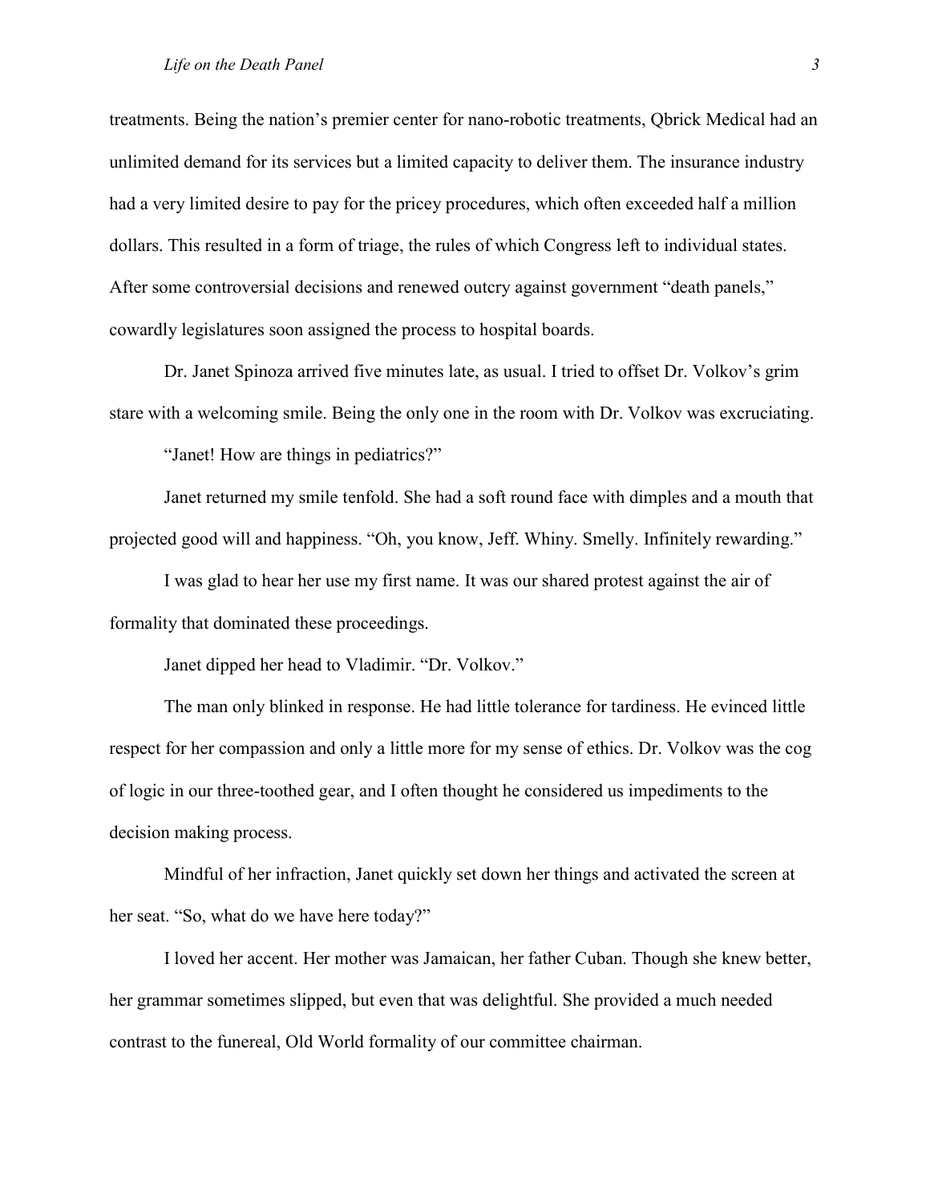treatments. Being the nation's premier center for nano-robotic treatments, Qbrick Medical had an unlimited demand for its services but a limited capacity to deliver them. The insurance industry had a very limited desire to pay for the pricey procedures, which often exceeded half a million dollars. This resulted in a form of triage, the rules of which Congress left to individual states. After some controversial decisions and renewed outcry against government "death panels," cowardly legislatures soon assigned the process to hospital boards.

Dr. Janet Spinoza arrived five minutes late, as usual. I tried to offset Dr. Volkov's grim stare with a welcoming smile. Being the only one in the room with Dr. Volkov was excruciating.

"Janet! How are things in pediatrics?"

Janet returned my smile tenfold. She had a soft round face with dimples and a mouth that projected good will and happiness. "Oh, you know, Jeff. Whiny. Smelly. Infinitely rewarding."

I was glad to hear her use my first name. It was our shared protest against the air of formality that dominated these proceedings.

Janet dipped her head to Vladimir. "Dr. Volkov."

The man only blinked in response. He had little tolerance for tardiness. He evinced little respect for her compassion and only a little more for my sense of ethics. Dr. Volkov was the cog of logic in our three-toothed gear, and I often thought he considered us impediments to the decision making process.

Mindful of her infraction, Janet quickly set down her things and activated the screen at her seat. "So, what do we have here today?"

I loved her accent. Her mother was Jamaican, her father Cuban. Though she knew better, her grammar sometimes slipped, but even that was delightful. She provided a much needed contrast to the funereal, Old World formality of our committee chairman.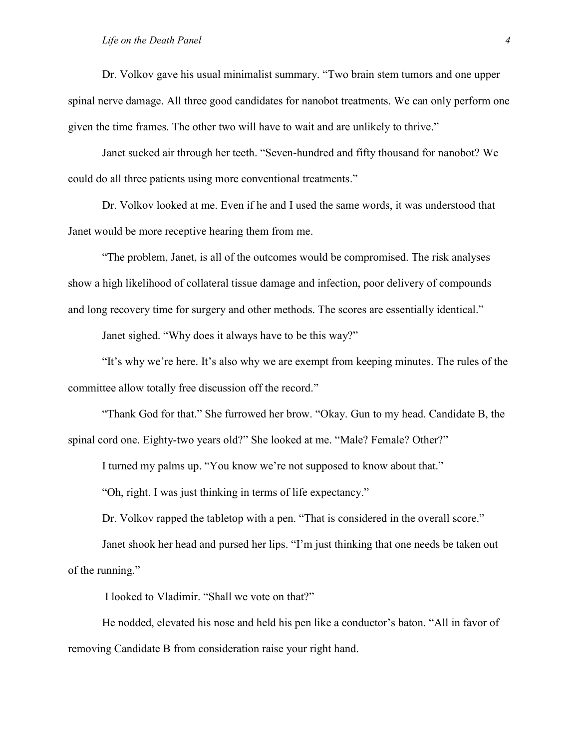Dr. Volkov gave his usual minimalist summary. "Two brain stem tumors and one upper spinal nerve damage. All three good candidates for nanobot treatments. We can only perform one given the time frames. The other two will have to wait and are unlikely to thrive."

Janet sucked air through her teeth. "Seven-hundred and fifty thousand for nanobot? We could do all three patients using more conventional treatments."

Dr. Volkov looked at me. Even if he and I used the same words, it was understood that Janet would be more receptive hearing them from me.

"The problem, Janet, is all of the outcomes would be compromised. The risk analyses show a high likelihood of collateral tissue damage and infection, poor delivery of compounds and long recovery time for surgery and other methods. The scores are essentially identical."

Janet sighed. "Why does it always have to be this way?"

"It's why we're here. It's also why we are exempt from keeping minutes. The rules of the committee allow totally free discussion off the record."

"Thank God for that." She furrowed her brow. "Okay. Gun to my head. Candidate B, the spinal cord one. Eighty-two years old?" She looked at me. "Male? Female? Other?"

I turned my palms up. "You know we're not supposed to know about that."

"Oh, right. I was just thinking in terms of life expectancy."

Dr. Volkov rapped the tabletop with a pen. "That is considered in the overall score."

Janet shook her head and pursed her lips. "I'm just thinking that one needs be taken out of the running."

I looked to Vladimir. "Shall we vote on that?"

He nodded, elevated his nose and held his pen like a conductor's baton. "All in favor of removing Candidate B from consideration raise your right hand.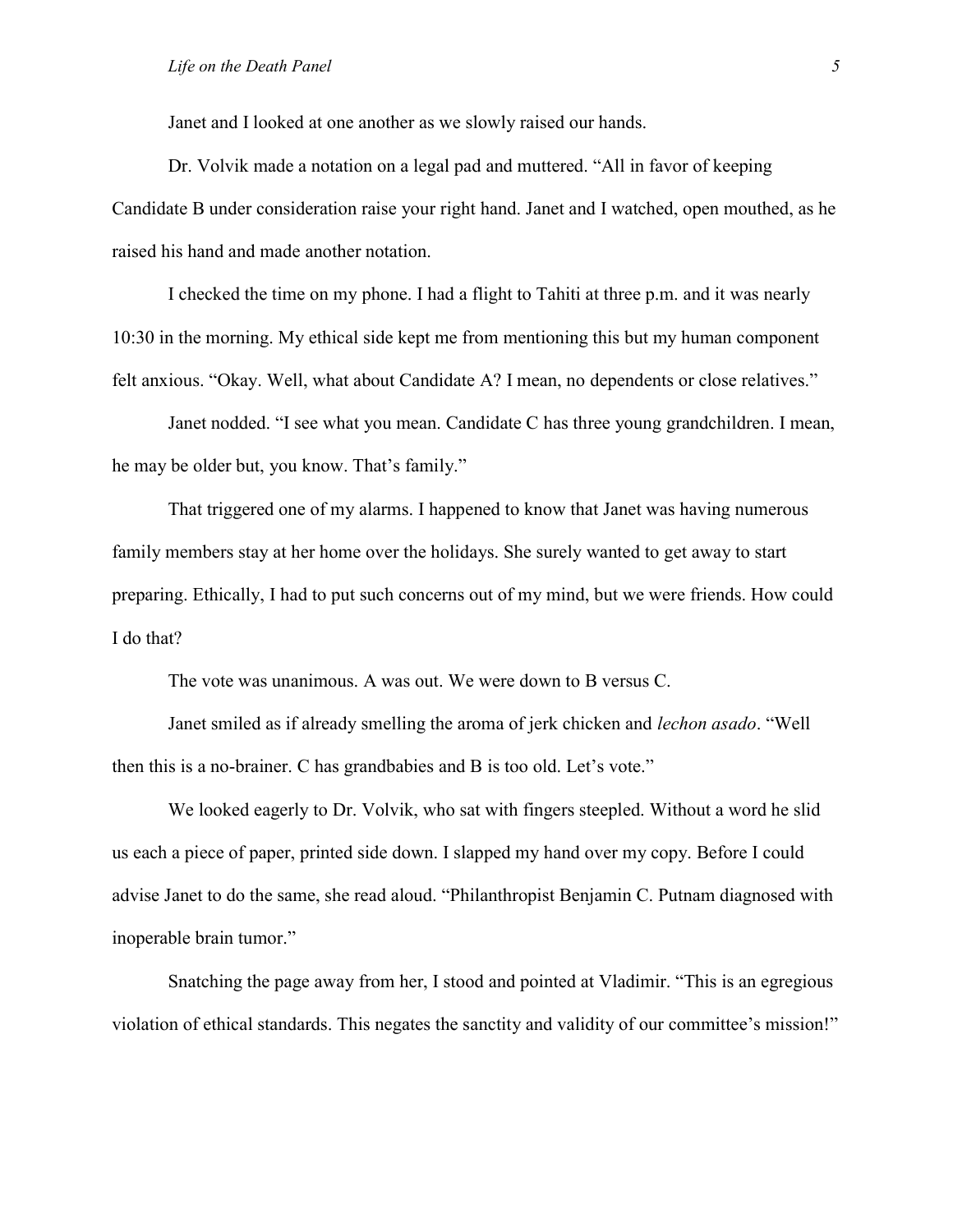Janet and I looked at one another as we slowly raised our hands.

Dr. Volvik made a notation on a legal pad and muttered. “All in favor of keeping Candidate B under consideration raise your right hand. Janet and I watched, open mouthed, as he raised his hand and made another notation.

I checked the time on my phone. I had a flight to Tahiti at three p.m. and it was nearly 10:30 in the morning. My ethical side kept me from mentioning this but my human component felt anxious. “Okay. Well, what about Candidate A? I mean, no dependents or close relatives.”

Janet nodded. “I see what you mean. Candidate C has three young grandchildren. I mean, he may be older but, you know. That’s family.”

That triggered one of my alarms. I happened to know that Janet was having numerous family members stay at her home over the holidays. She surely wanted to get away to start preparing. Ethically, I had to put such concerns out of my mind, but we were friends. How could I do that?

The vote was unanimous. A was out. We were down to B versus C.

Janet smiled as if already smelling the aroma of jerk chicken and *lechon asado*. “Well then this is a no-brainer. C has grandbabies and B is too old. Let’s vote.”

We looked eagerly to Dr. Volvik, who sat with fingers steepled. Without a word he slid us each a piece of paper, printed side down. I slapped my hand over my copy. Before I could advise Janet to do the same, she read aloud. “Philanthropist Benjamin C. Putnam diagnosed with inoperable brain tumor.”

Snatching the page away from her, I stood and pointed at Vladimir. “This is an egregious violation of ethical standards. This negates the sanctity and validity of our committee’s mission!”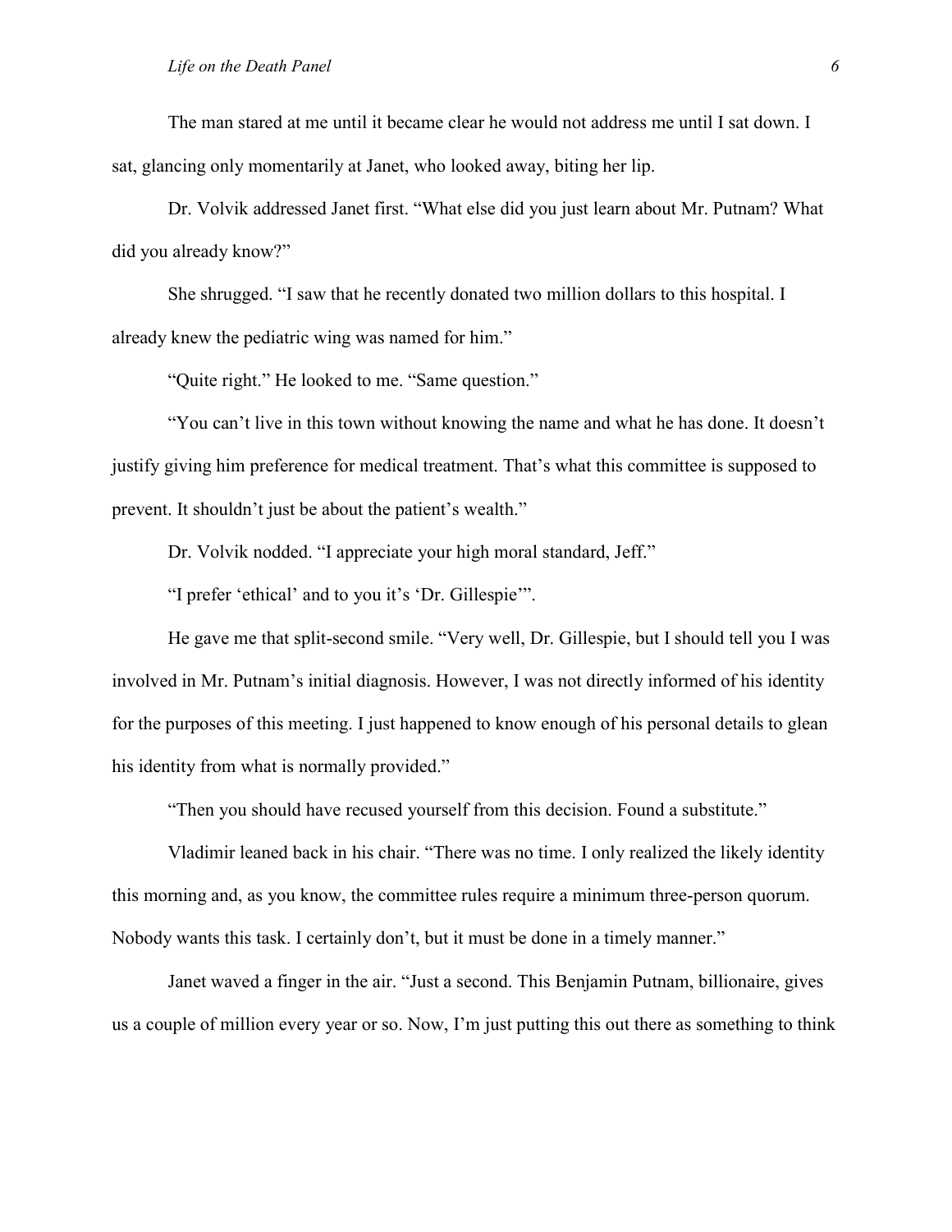The man stared at me until it became clear he would not address me until I sat down. I sat, glancing only momentarily at Janet, who looked away, biting her lip.

Dr. Volvik addressed Janet first. “What else did you just learn about Mr. Putnam? What did you already know?”

She shrugged. “I saw that he recently donated two million dollars to this hospital. I already knew the pediatric wing was named for him.”

“Quite right.” He looked to me. “Same question.”

“You can’t live in this town without knowing the name and what he has done. It doesn’t justify giving him preference for medical treatment. That’s what this committee is supposed to prevent. It shouldn’t just be about the patient’s wealth.”

Dr. Volvik nodded. “I appreciate your high moral standard, Jeff.”

“I prefer ‘ethical’ and to you it’s ‘Dr. Gillespie’”.

He gave me that split-second smile. “Very well, Dr. Gillespie, but I should tell you I was involved in Mr. Putnam’s initial diagnosis. However, I was not directly informed of his identity for the purposes of this meeting. I just happened to know enough of his personal details to glean his identity from what is normally provided.”

“Then you should have recused yourself from this decision. Found a substitute.”

Vladimir leaned back in his chair. “There was no time. I only realized the likely identity this morning and, as you know, the committee rules require a minimum three-person quorum. Nobody wants this task. I certainly don’t, but it must be done in a timely manner.”

Janet waved a finger in the air. “Just a second. This Benjamin Putnam, billionaire, gives us a couple of million every year or so. Now, I’m just putting this out there as something to think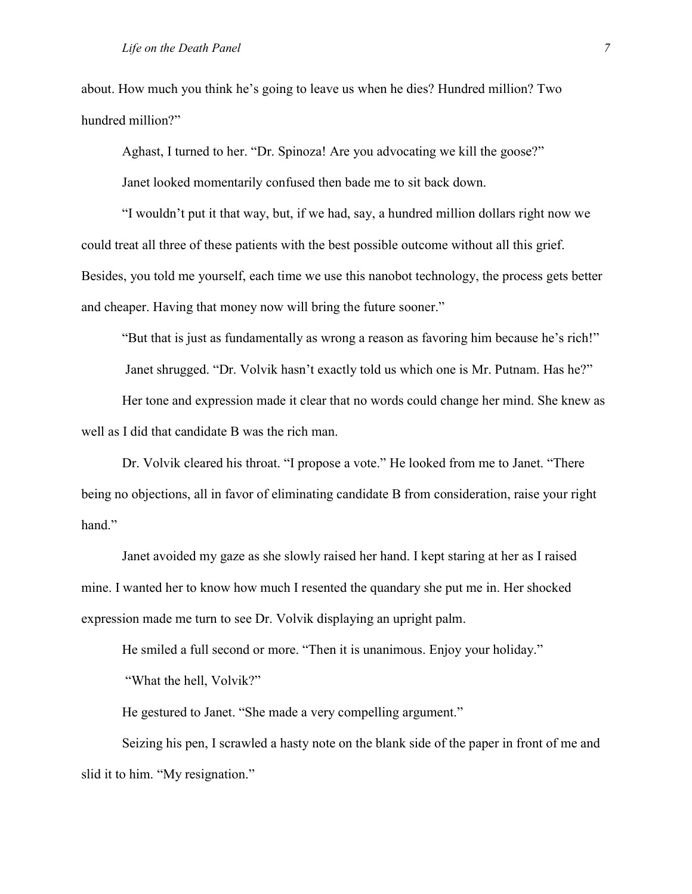about. How much you think he's going to leave us when he dies? Hundred million? Two hundred million?"

Aghast, I turned to her. "Dr. Spinoza! Are you advocating we kill the goose?"

Janet looked momentarily confused then bade me to sit back down.

"I wouldn't put it that way, but, if we had, say, a hundred million dollars right now we could treat all three of these patients with the best possible outcome without all this grief. Besides, you told me yourself, each time we use this nanobot technology, the process gets better and cheaper. Having that money now will bring the future sooner."

"But that is just as fundamentally as wrong a reason as favoring him because he's rich!"

Janet shrugged. "Dr. Volvik hasn't exactly told us which one is Mr. Putnam. Has he?"

Her tone and expression made it clear that no words could change her mind. She knew as well as I did that candidate B was the rich man.

Dr. Volvik cleared his throat. "I propose a vote." He looked from me to Janet. "There being no objections, all in favor of eliminating candidate B from consideration, raise your right hand."

Janet avoided my gaze as she slowly raised her hand. I kept staring at her as I raised mine. I wanted her to know how much I resented the quandary she put me in. Her shocked expression made me turn to see Dr. Volvik displaying an upright palm.

He smiled a full second or more. "Then it is unanimous. Enjoy your holiday."

"What the hell, Volvik?"

He gestured to Janet. "She made a very compelling argument."

Seizing his pen, I scrawled a hasty note on the blank side of the paper in front of me and slid it to him. "My resignation."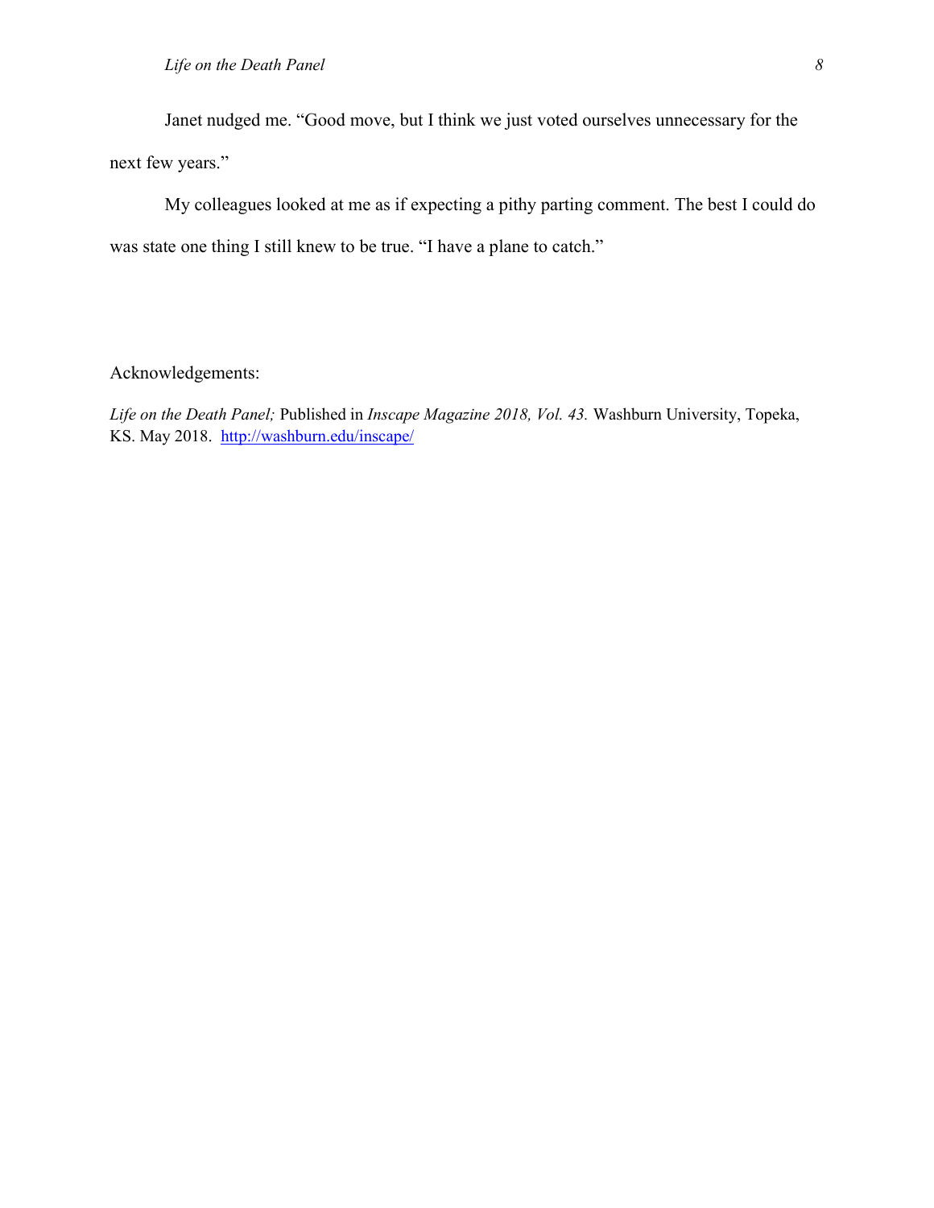Janet nudged me. "Good move, but I think we just voted ourselves unnecessary for the next few years."

My colleagues looked at me as if expecting a pithy parting comment. The best I could do was state one thing I still knew to be true. "I have a plane to catch."

Acknowledgements:

*Life on the Death Panel;* Published in *Inscape Magazine 2018, Vol. 43.* Washburn University, Topeka, KS. May 2018. [http://washburn.edu/inscape/](http://washburn.edu/inscape/)